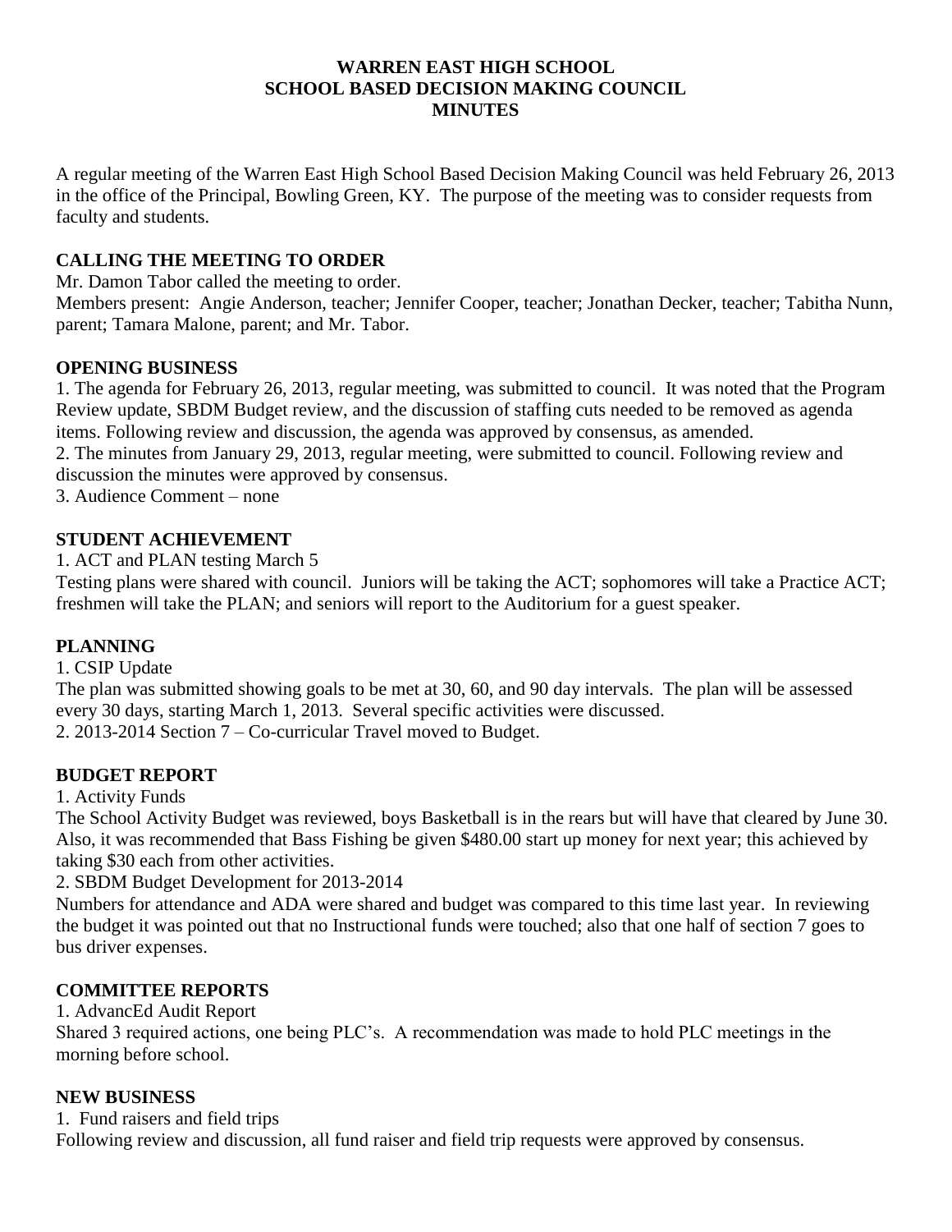# WARREN EAST HIGH SCHOOL
# SCHOOL BASED DECISION MAKING COUNCIL
# MINUTES

A regular meeting of the Warren East High School Based Decision Making Council was held February 26, 2013 in the office of the Principal, Bowling Green, KY. The purpose of the meeting was to consider requests from faculty and students.

## CALLING THE MEETING TO ORDER

Mr. Damon Tabor called the meeting to order.

Members present: Angie Anderson, teacher; Jennifer Cooper, teacher; Jonathan Decker, teacher; Tabitha Nunn, parent; Tamara Malone, parent; and Mr. Tabor.

## OPENING BUSINESS

1. The agenda for February 26, 2013, regular meeting, was submitted to council. It was noted that the Program Review update, SBDM Budget review, and the discussion of staffing cuts needed to be removed as agenda items. Following review and discussion, the agenda was approved by consensus, as amended.
2. The minutes from January 29, 2013, regular meeting, were submitted to council. Following review and discussion the minutes were approved by consensus.
3. Audience Comment – none

## STUDENT ACHIEVEMENT

1. ACT and PLAN testing March 5

Testing plans were shared with council. Juniors will be taking the ACT; sophomores will take a Practice ACT; freshmen will take the PLAN; and seniors will report to the Auditorium for a guest speaker.

## PLANNING

1. CSIP Update

The plan was submitted showing goals to be met at 30, 60, and 90 day intervals. The plan will be assessed every 30 days, starting March 1, 2013. Several specific activities were discussed.

2. 2013-2014 Section 7 – Co-curricular Travel moved to Budget.

## BUDGET REPORT

1. Activity Funds

The School Activity Budget was reviewed, boys Basketball is in the rears but will have that cleared by June 30. Also, it was recommended that Bass Fishing be given $480.00 start up money for next year; this achieved by taking $30 each from other activities.

2. SBDM Budget Development for 2013-2014

Numbers for attendance and ADA were shared and budget was compared to this time last year. In reviewing the budget it was pointed out that no Instructional funds were touched; also that one half of section 7 goes to bus driver expenses.

## COMMITTEE REPORTS

1. AdvancEd Audit Report

Shared 3 required actions, one being PLC's. A recommendation was made to hold PLC meetings in the morning before school.

## NEW BUSINESS

1. Fund raisers and field trips

Following review and discussion, all fund raiser and field trip requests were approved by consensus.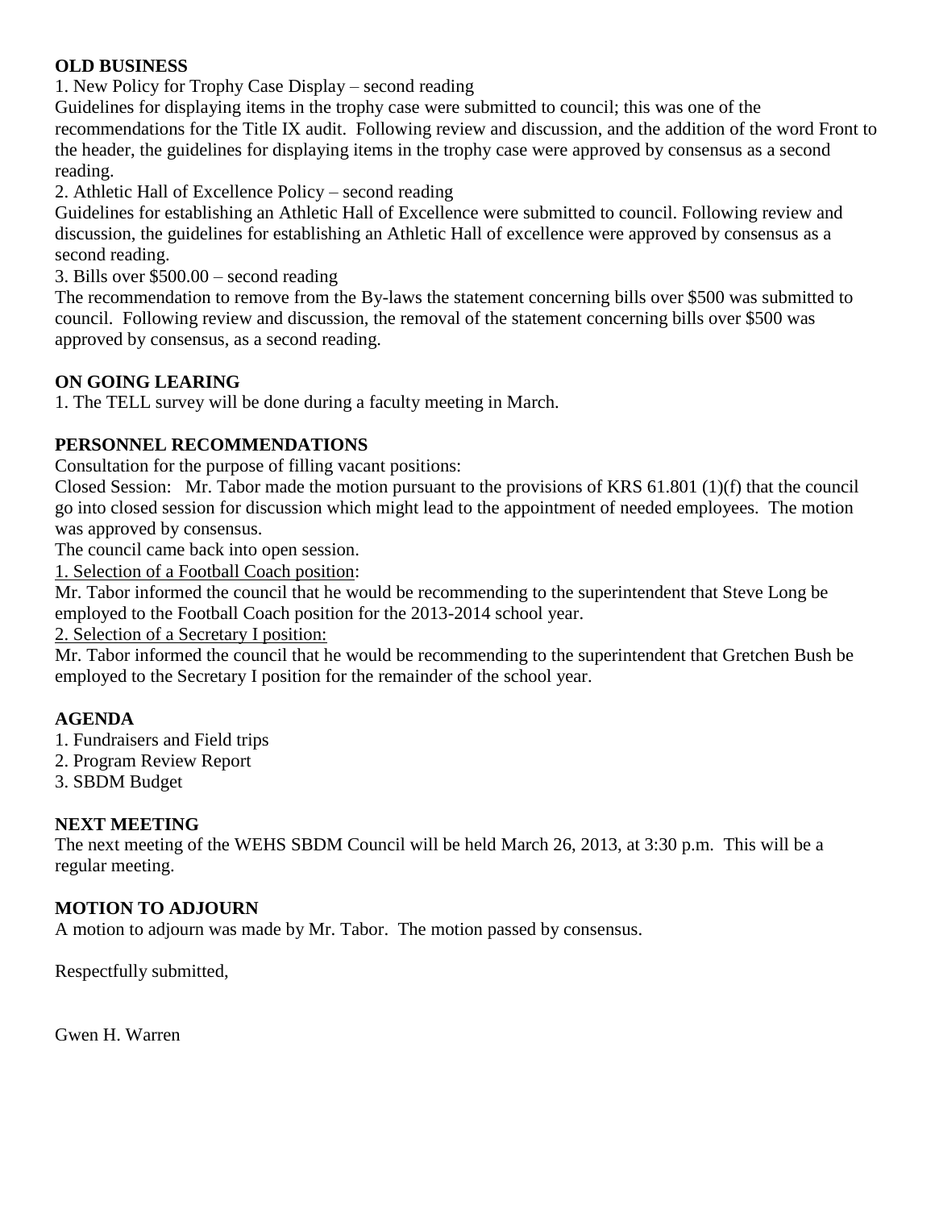**OLD BUSINESS**

1. New Policy for Trophy Case Display – second reading

Guidelines for displaying items in the trophy case were submitted to council; this was one of the recommendations for the Title IX audit. Following review and discussion, and the addition of the word Front to the header, the guidelines for displaying items in the trophy case were approved by consensus as a second reading.

2. Athletic Hall of Excellence Policy – second reading

Guidelines for establishing an Athletic Hall of Excellence were submitted to council. Following review and discussion, the guidelines for establishing an Athletic Hall of excellence were approved by consensus as a second reading.

3. Bills over $500.00 – second reading

The recommendation to remove from the By-laws the statement concerning bills over $500 was submitted to council. Following review and discussion, the removal of the statement concerning bills over $500 was approved by consensus, as a second reading.

**ON GOING LEARING**

1. The TELL survey will be done during a faculty meeting in March.

**PERSONNEL RECOMMENDATIONS**

Consultation for the purpose of filling vacant positions:

Closed Session: Mr. Tabor made the motion pursuant to the provisions of KRS 61.801 (1)(f) that the council go into closed session for discussion which might lead to the appointment of needed employees. The motion was approved by consensus.

The council came back into open session.

<u>1. Selection of a Football Coach position</u>:

Mr. Tabor informed the council that he would be recommending to the superintendent that Steve Long be employed to the Football Coach position for the 2013-2014 school year.

<u>2. Selection of a Secretary I position:</u>

Mr. Tabor informed the council that he would be recommending to the superintendent that Gretchen Bush be employed to the Secretary I position for the remainder of the school year.

**AGENDA**

1. Fundraisers and Field trips
2. Program Review Report
3. SBDM Budget

**NEXT MEETING**

The next meeting of the WEHS SBDM Council will be held March 26, 2013, at 3:30 p.m. This will be a regular meeting.

**MOTION TO ADJOURN**

A motion to adjourn was made by Mr. Tabor. The motion passed by consensus.

Respectfully submitted,

Gwen H. Warren